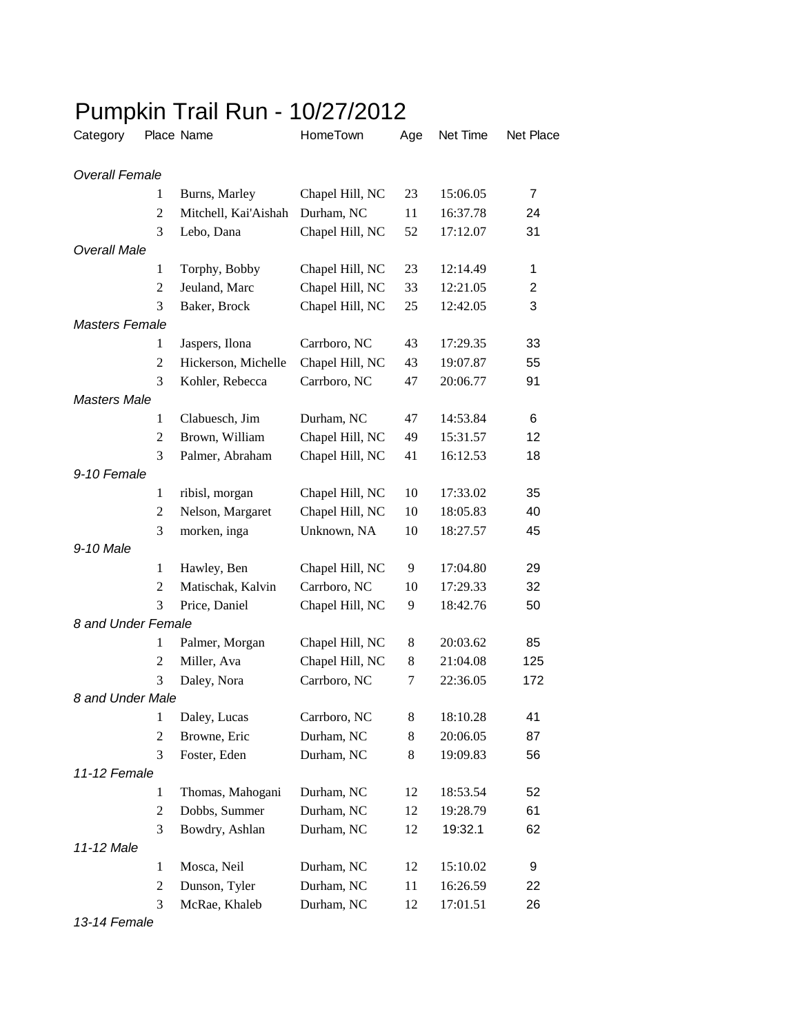# Pumpkin Trail Run - 10/27/2012

| Category | Place | Name | HomeTown | Age | Net Time | Net Place |
|---|---|---|---|---|---|---|
| *Overall Female* | | | | | | |
| | 1 | Burns, Marley | Chapel Hill, NC | 23 | 15:06.05 | 7 |
| | 2 | Mitchell, Kai'Aishah | Durham, NC | 11 | 16:37.78 | 24 |
| | 3 | Lebo, Dana | Chapel Hill, NC | 52 | 17:12.07 | 31 |
| *Overall Male* | | | | | | |
| | 1 | Torphy, Bobby | Chapel Hill, NC | 23 | 12:14.49 | 1 |
| | 2 | Jeuland, Marc | Chapel Hill, NC | 33 | 12:21.05 | 2 |
| | 3 | Baker, Brock | Chapel Hill, NC | 25 | 12:42.05 | 3 |
| *Masters Female* | | | | | | |
| | 1 | Jaspers, Ilona | Carrboro, NC | 43 | 17:29.35 | 33 |
| | 2 | Hickerson, Michelle | Chapel Hill, NC | 43 | 19:07.87 | 55 |
| | 3 | Kohler, Rebecca | Carrboro, NC | 47 | 20:06.77 | 91 |
| *Masters Male* | | | | | | |
| | 1 | Clabuesch, Jim | Durham, NC | 47 | 14:53.84 | 6 |
| | 2 | Brown, William | Chapel Hill, NC | 49 | 15:31.57 | 12 |
| | 3 | Palmer, Abraham | Chapel Hill, NC | 41 | 16:12.53 | 18 |
| *9-10 Female* | | | | | | |
| | 1 | ribisl, morgan | Chapel Hill, NC | 10 | 17:33.02 | 35 |
| | 2 | Nelson, Margaret | Chapel Hill, NC | 10 | 18:05.83 | 40 |
| | 3 | morken, inga | Unknown, NA | 10 | 18:27.57 | 45 |
| *9-10 Male* | | | | | | |
| | 1 | Hawley, Ben | Chapel Hill, NC | 9 | 17:04.80 | 29 |
| | 2 | Matischak, Kalvin | Carrboro, NC | 10 | 17:29.33 | 32 |
| | 3 | Price, Daniel | Chapel Hill, NC | 9 | 18:42.76 | 50 |
| *8 and Under Female* | | | | | | |
| | 1 | Palmer, Morgan | Chapel Hill, NC | 8 | 20:03.62 | 85 |
| | 2 | Miller, Ava | Chapel Hill, NC | 8 | 21:04.08 | 125 |
| | 3 | Daley, Nora | Carrboro, NC | 7 | 22:36.05 | 172 |
| *8 and Under Male* | | | | | | |
| | 1 | Daley, Lucas | Carrboro, NC | 8 | 18:10.28 | 41 |
| | 2 | Browne, Eric | Durham, NC | 8 | 20:06.05 | 87 |
| | 3 | Foster, Eden | Durham, NC | 8 | 19:09.83 | 56 |
| *11-12 Female* | | | | | | |
| | 1 | Thomas, Mahogani | Durham, NC | 12 | 18:53.54 | 52 |
| | 2 | Dobbs, Summer | Durham, NC | 12 | 19:28.79 | 61 |
| | 3 | Bowdry, Ashlan | Durham, NC | 12 | 19:32.1 | 62 |
| *11-12 Male* | | | | | | |
| | 1 | Mosca, Neil | Durham, NC | 12 | 15:10.02 | 9 |
| | 2 | Dunson, Tyler | Durham, NC | 11 | 16:26.59 | 22 |
| | 3 | McRae, Khaleb | Durham, NC | 12 | 17:01.51 | 26 |
| *13-14 Female* | | | | | | |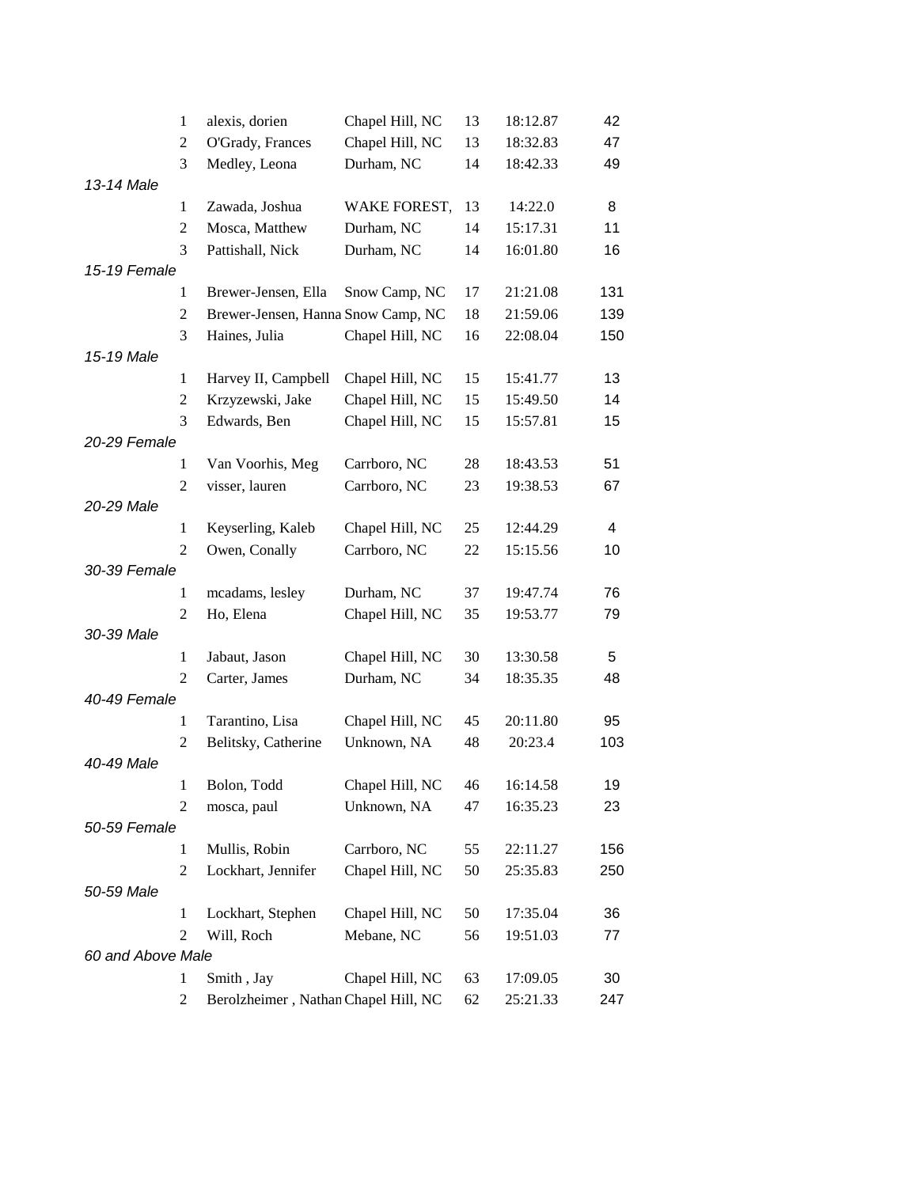| | | | | | |
|---|---|---|---|---|---|
| 1 | alexis, dorien | Chapel Hill, NC | 13 | 18:12.87 | 42 |
| 2 | O'Grady, Frances | Chapel Hill, NC | 13 | 18:32.83 | 47 |
| 3 | Medley, Leona | Durham, NC | 14 | 18:42.33 | 49 |

*13-14 Male*

| | | | | | |
|---|---|---|---|---|---|
| 1 | Zawada, Joshua | WAKE FOREST, | 13 | 14:22.0 | 8 |
| 2 | Mosca, Matthew | Durham, NC | 14 | 15:17.31 | 11 |
| 3 | Pattishall, Nick | Durham, NC | 14 | 16:01.80 | 16 |

*15-19 Female*

| | | | | | |
|---|---|---|---|---|---|
| 1 | Brewer-Jensen, Ella | Snow Camp, NC | 17 | 21:21.08 | 131 |
| 2 | Brewer-Jensen, Hanna | Snow Camp, NC | 18 | 21:59.06 | 139 |
| 3 | Haines, Julia | Chapel Hill, NC | 16 | 22:08.04 | 150 |

*15-19 Male*

| | | | | | |
|---|---|---|---|---|---|
| 1 | Harvey II, Campbell | Chapel Hill, NC | 15 | 15:41.77 | 13 |
| 2 | Krzyzewski, Jake | Chapel Hill, NC | 15 | 15:49.50 | 14 |
| 3 | Edwards, Ben | Chapel Hill, NC | 15 | 15:57.81 | 15 |

*20-29 Female*

| | | | | | |
|---|---|---|---|---|---|
| 1 | Van Voorhis, Meg | Carrboro, NC | 28 | 18:43.53 | 51 |
| 2 | visser, lauren | Carrboro, NC | 23 | 19:38.53 | 67 |

*20-29 Male*

| | | | | | |
|---|---|---|---|---|---|
| 1 | Keyserling, Kaleb | Chapel Hill, NC | 25 | 12:44.29 | 4 |
| 2 | Owen, Conally | Carrboro, NC | 22 | 15:15.56 | 10 |

*30-39 Female*

| | | | | | |
|---|---|---|---|---|---|
| 1 | mcadams, lesley | Durham, NC | 37 | 19:47.74 | 76 |
| 2 | Ho, Elena | Chapel Hill, NC | 35 | 19:53.77 | 79 |

*30-39 Male*

| | | | | | |
|---|---|---|---|---|---|
| 1 | Jabaut, Jason | Chapel Hill, NC | 30 | 13:30.58 | 5 |
| 2 | Carter, James | Durham, NC | 34 | 18:35.35 | 48 |

*40-49 Female*

| | | | | | |
|---|---|---|---|---|---|
| 1 | Tarantino, Lisa | Chapel Hill, NC | 45 | 20:11.80 | 95 |
| 2 | Belitsky, Catherine | Unknown, NA | 48 | 20:23.4 | 103 |

*40-49 Male*

| | | | | | |
|---|---|---|---|---|---|
| 1 | Bolon, Todd | Chapel Hill, NC | 46 | 16:14.58 | 19 |
| 2 | mosca, paul | Unknown, NA | 47 | 16:35.23 | 23 |

*50-59 Female*

| | | | | | |
|---|---|---|---|---|---|
| 1 | Mullis, Robin | Carrboro, NC | 55 | 22:11.27 | 156 |
| 2 | Lockhart, Jennifer | Chapel Hill, NC | 50 | 25:35.83 | 250 |

*50-59 Male*

| | | | | | |
|---|---|---|---|---|---|
| 1 | Lockhart, Stephen | Chapel Hill, NC | 50 | 17:35.04 | 36 |
| 2 | Will, Roch | Mebane, NC | 56 | 19:51.03 | 77 |

*60 and Above Male*

| | | | | | |
|---|---|---|---|---|---|
| 1 | Smith , Jay | Chapel Hill, NC | 63 | 17:09.05 | 30 |
| 2 | Berolzheimer , Nathan | Chapel Hill, NC | 62 | 25:21.33 | 247 |